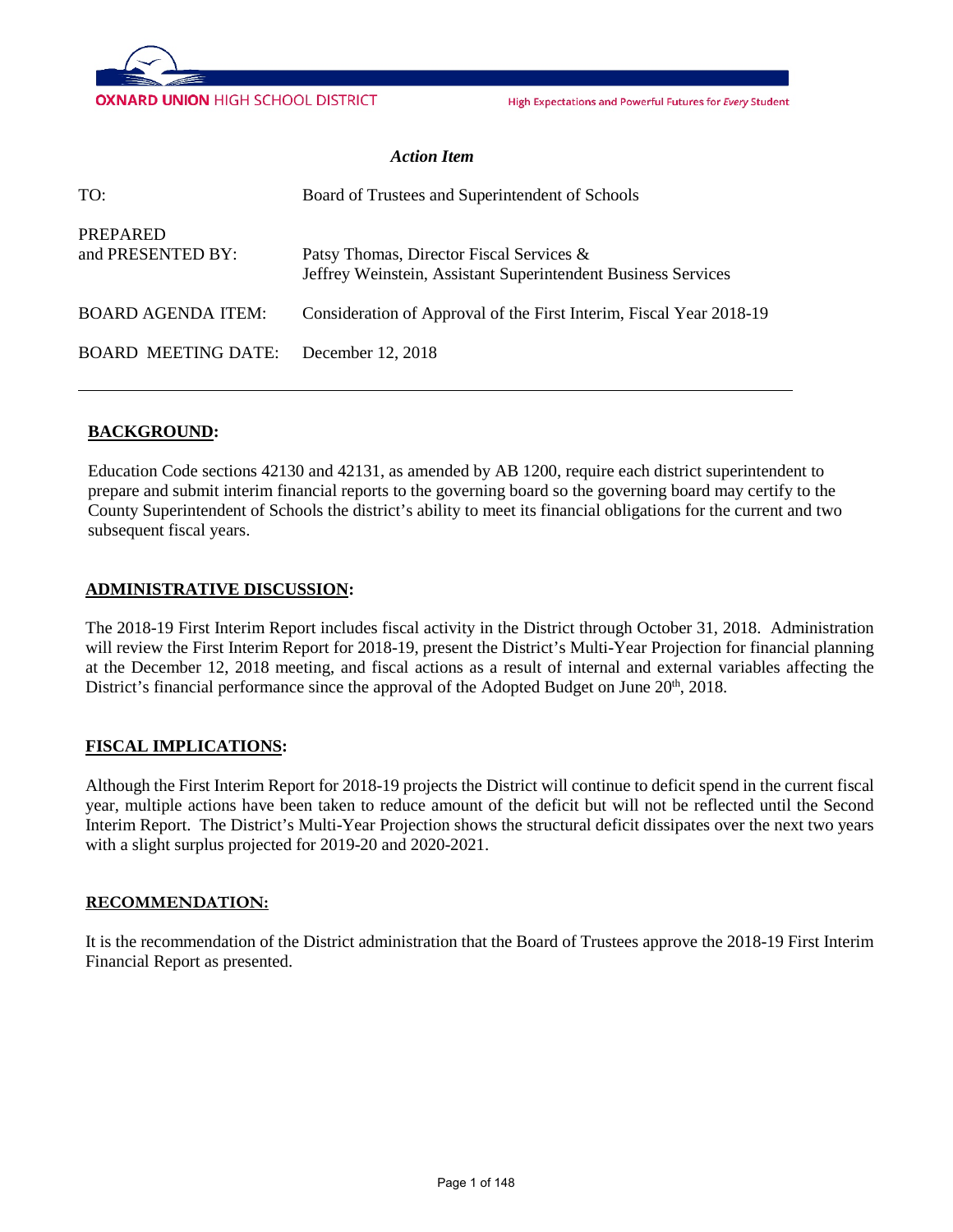OXNARD UNION HIGH SCHOOL DISTRICT

High Expectations and Powerful Futures for *Every* Student

***Action Item***

| | |
|---|---|
| TO: | Board of Trustees and Superintendent of Schools |
| PREPARED and PRESENTED BY: | Patsy Thomas, Director Fiscal Services & Jeffrey Weinstein, Assistant Superintendent Business Services |
| BOARD AGENDA ITEM: | Consideration of Approval of the First Interim, Fiscal Year 2018-19 |
| BOARD MEETING DATE: | December 12, 2018 |

## BACKGROUND:

Education Code sections 42130 and 42131, as amended by AB 1200, require each district superintendent to prepare and submit interim financial reports to the governing board so the governing board may certify to the County Superintendent of Schools the district's ability to meet its financial obligations for the current and two subsequent fiscal years.

## ADMINISTRATIVE DISCUSSION:

The 2018-19 First Interim Report includes fiscal activity in the District through October 31, 2018. Administration will review the First Interim Report for 2018-19, present the District's Multi-Year Projection for financial planning at the December 12, 2018 meeting, and fiscal actions as a result of internal and external variables affecting the District's financial performance since the approval of the Adopted Budget on June 20th, 2018.

## FISCAL IMPLICATIONS:

Although the First Interim Report for 2018-19 projects the District will continue to deficit spend in the current fiscal year, multiple actions have been taken to reduce amount of the deficit but will not be reflected until the Second Interim Report. The District's Multi-Year Projection shows the structural deficit dissipates over the next two years with a slight surplus projected for 2019-20 and 2020-2021.

## RECOMMENDATION:

It is the recommendation of the District administration that the Board of Trustees approve the 2018-19 First Interim Financial Report as presented.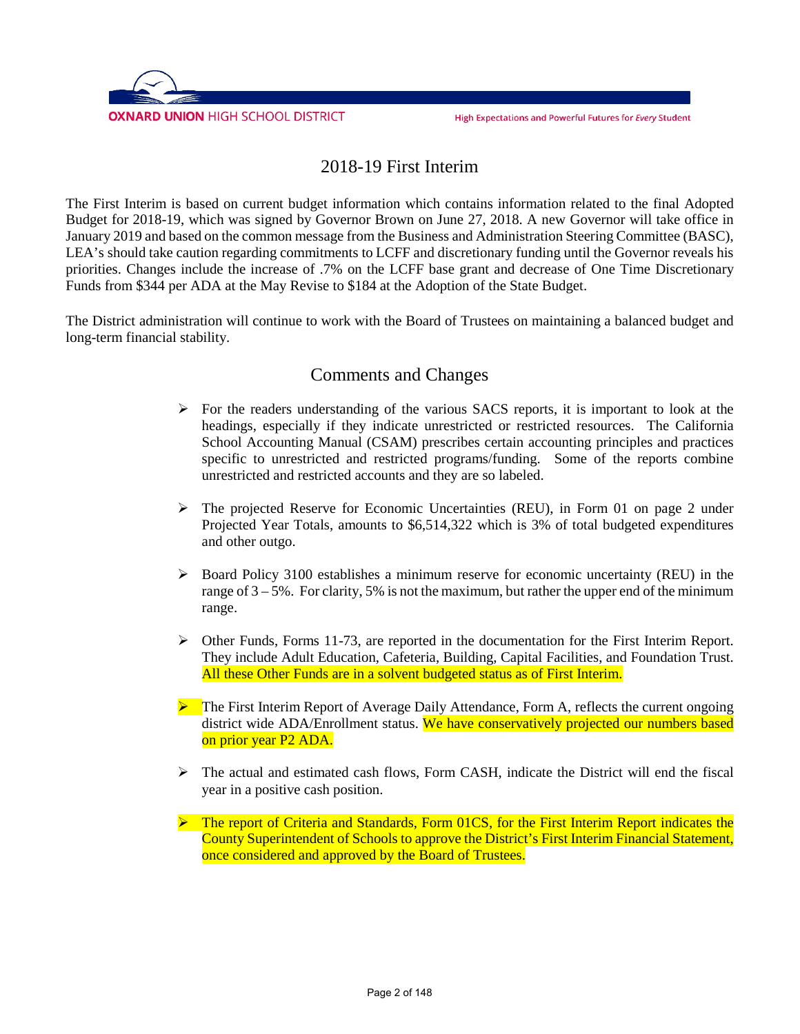# 2018-19 First Interim

The First Interim is based on current budget information which contains information related to the final Adopted Budget for 2018-19, which was signed by Governor Brown on June 27, 2018. A new Governor will take office in January 2019 and based on the common message from the Business and Administration Steering Committee (BASC), LEA's should take caution regarding commitments to LCFF and discretionary funding until the Governor reveals his priorities. Changes include the increase of .7% on the LCFF base grant and decrease of One Time Discretionary Funds from $344 per ADA at the May Revise to $184 at the Adoption of the State Budget.

The District administration will continue to work with the Board of Trustees on maintaining a balanced budget and long-term financial stability.

## Comments and Changes

- For the readers understanding of the various SACS reports, it is important to look at the headings, especially if they indicate unrestricted or restricted resources. The California School Accounting Manual (CSAM) prescribes certain accounting principles and practices specific to unrestricted and restricted programs/funding. Some of the reports combine unrestricted and restricted accounts and they are so labeled.

- The projected Reserve for Economic Uncertainties (REU), in Form 01 on page 2 under Projected Year Totals, amounts to $6,514,322 which is 3% of total budgeted expenditures and other outgo.

- Board Policy 3100 establishes a minimum reserve for economic uncertainty (REU) in the range of 3 – 5%. For clarity, 5% is not the maximum, but rather the upper end of the minimum range.

- Other Funds, Forms 11-73, are reported in the documentation for the First Interim Report. They include Adult Education, Cafeteria, Building, Capital Facilities, and Foundation Trust. All these Other Funds are in a solvent budgeted status as of First Interim.

- The First Interim Report of Average Daily Attendance, Form A, reflects the current ongoing district wide ADA/Enrollment status. We have conservatively projected our numbers based on prior year P2 ADA.

- The actual and estimated cash flows, Form CASH, indicate the District will end the fiscal year in a positive cash position.

- The report of Criteria and Standards, Form 01CS, for the First Interim Report indicates the County Superintendent of Schools to approve the District's First Interim Financial Statement, once considered and approved by the Board of Trustees.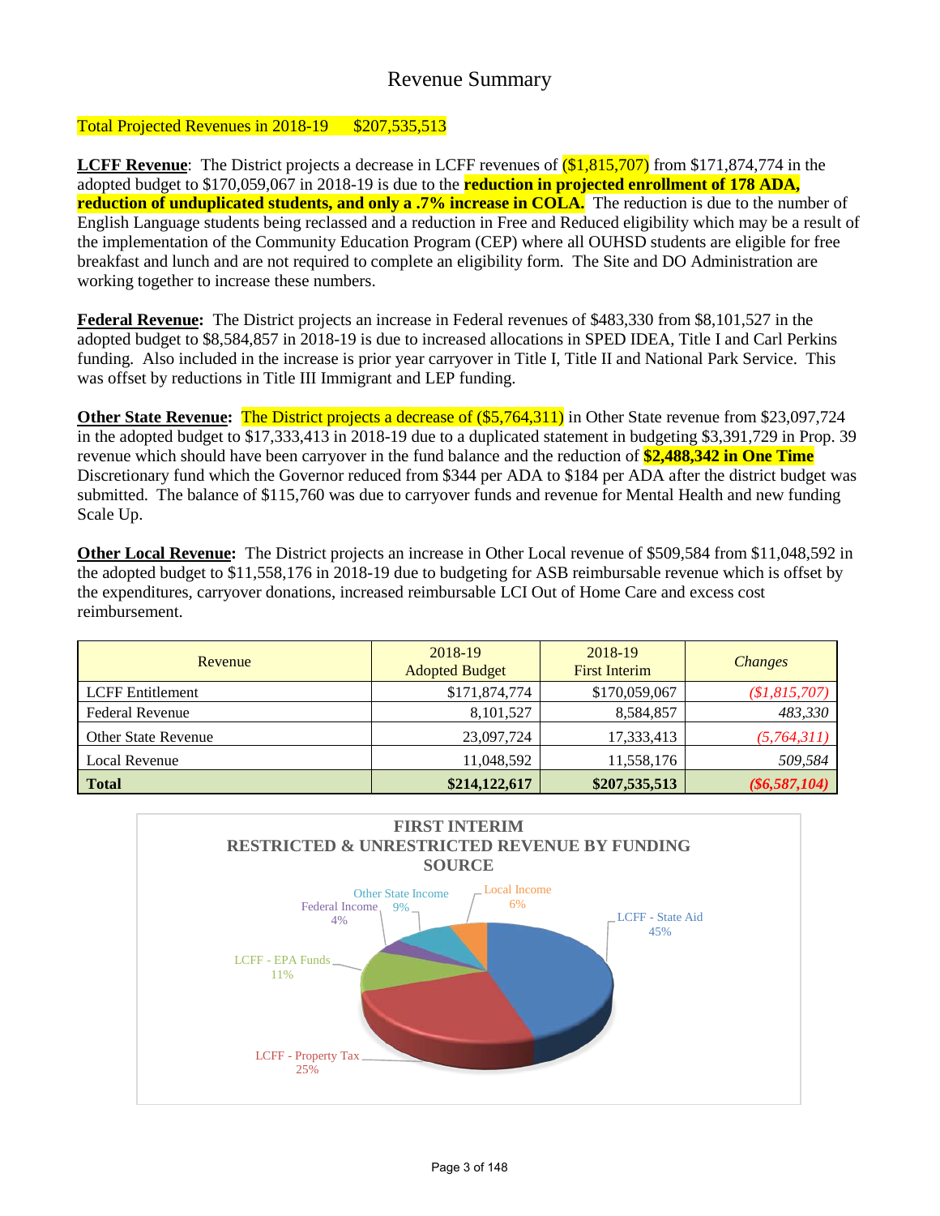# Revenue Summary

Total Projected Revenues in 2018-19 $207,535,513

**LCFF Revenue**: The District projects a decrease in LCFF revenues of ($1,815,707) from $171,874,774 in the adopted budget to $170,059,067 in 2018-19 is due to the **reduction in projected enrollment of 178 ADA, reduction of unduplicated students, and only a .7% increase in COLA.** The reduction is due to the number of English Language students being reclassed and a reduction in Free and Reduced eligibility which may be a result of the implementation of the Community Education Program (CEP) where all OUHSD students are eligible for free breakfast and lunch and are not required to complete an eligibility form. The Site and DO Administration are working together to increase these numbers.

**Federal Revenue:** The District projects an increase in Federal revenues of $483,330 from $8,101,527 in the adopted budget to $8,584,857 in 2018-19 is due to increased allocations in SPED IDEA, Title I and Carl Perkins funding. Also included in the increase is prior year carryover in Title I, Title II and National Park Service. This was offset by reductions in Title III Immigrant and LEP funding.

**Other State Revenue:** The District projects a decrease of ($5,764,311) in Other State revenue from $23,097,724 in the adopted budget to $17,333,413 in 2018-19 due to a duplicated statement in budgeting $3,391,729 in Prop. 39 revenue which should have been carryover in the fund balance and the reduction of **$2,488,342 in One Time** Discretionary fund which the Governor reduced from $344 per ADA to $184 per ADA after the district budget was submitted. The balance of $115,760 was due to carryover funds and revenue for Mental Health and new funding Scale Up.

**Other Local Revenue:** The District projects an increase in Other Local revenue of $509,584 from $11,048,592 in the adopted budget to $11,558,176 in 2018-19 due to budgeting for ASB reimbursable revenue which is offset by the expenditures, carryover donations, increased reimbursable LCI Out of Home Care and excess cost reimbursement.

| Revenue | 2018-19 Adopted Budget | 2018-19 First Interim | *Changes* |
|---|---|---|---|
| LCFF Entitlement | $171,874,774 | $170,059,067 | *($1,815,707)* |
| Federal Revenue | 8,101,527 | 8,584,857 | *483,330* |
| Other State Revenue | 23,097,724 | 17,333,413 | *(5,764,311)* |
| Local Revenue | 11,048,592 | 11,558,176 | *509,584* |
| **Total** | **$214,122,617** | **$207,535,513** | ***($6,587,104)*** |

**FIRST INTERIM RESTRICTED & UNRESTRICTED REVENUE BY FUNDING SOURCE**

| Funding Source | Percent |
|---|---|
| LCFF - State Aid | 45% |
| LCFF - Property Tax | 25% |
| LCFF - EPA Funds | 11% |
| Federal Income | 4% |
| Other State Income | 9% |
| Local Income | 6% |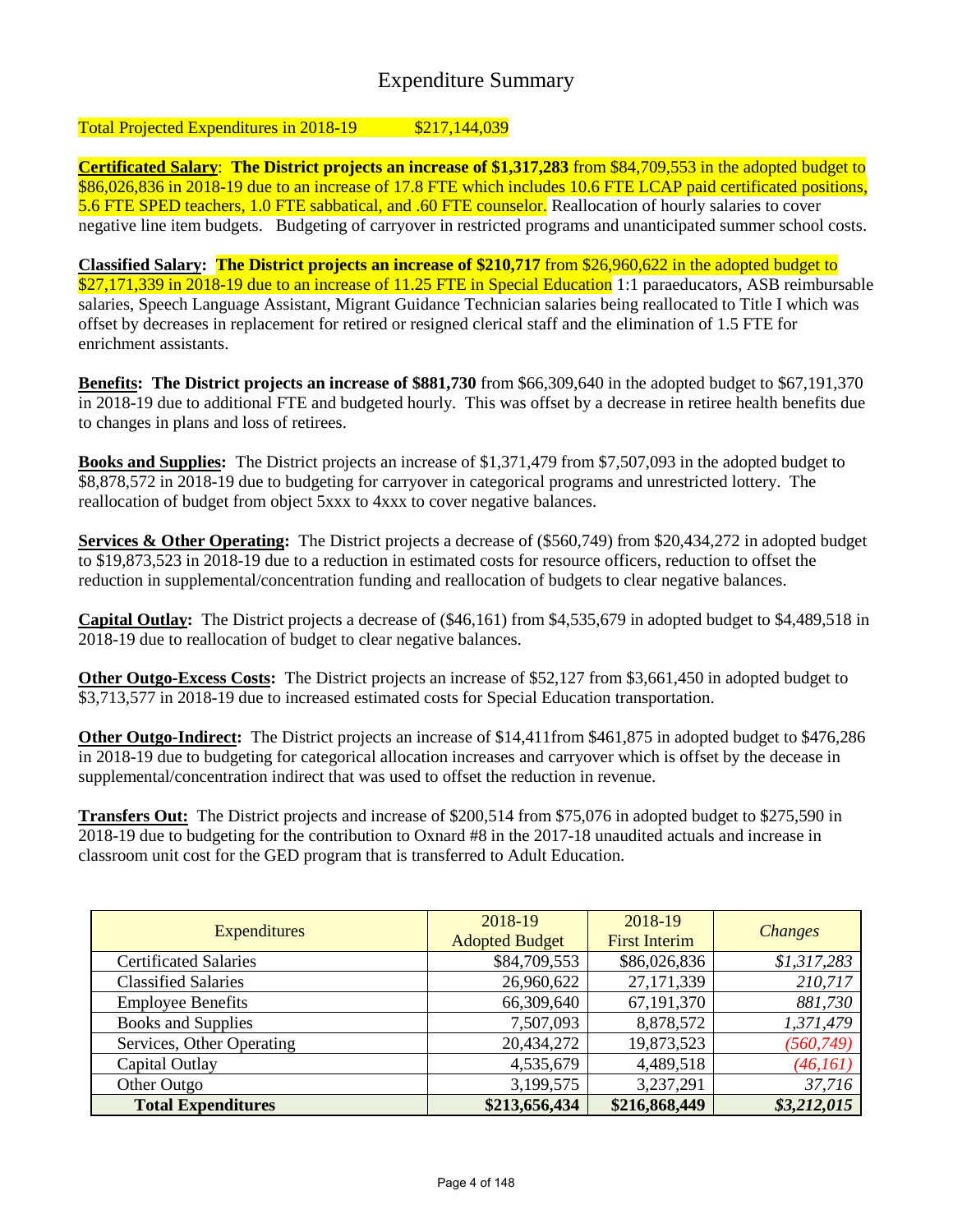# Expenditure Summary

Total Projected Expenditures in 2018-19 $217,144,039

**Certificated Salary**: **The District projects an increase of $1,317,283** from $84,709,553 in the adopted budget to $86,026,836 in 2018-19 due to an increase of 17.8 FTE which includes 10.6 FTE LCAP paid certificated positions, 5.6 FTE SPED teachers, 1.0 FTE sabbatical, and .60 FTE counselor. Reallocation of hourly salaries to cover negative line item budgets. Budgeting of carryover in restricted programs and unanticipated summer school costs.

**Classified Salary: The District projects an increase of $210,717** from $26,960,622 in the adopted budget to $27,171,339 in 2018-19 due to an increase of 11.25 FTE in Special Education 1:1 paraeducators, ASB reimbursable salaries, Speech Language Assistant, Migrant Guidance Technician salaries being reallocated to Title I which was offset by decreases in replacement for retired or resigned clerical staff and the elimination of 1.5 FTE for enrichment assistants.

**Benefits: The District projects an increase of $881,730** from $66,309,640 in the adopted budget to $67,191,370 in 2018-19 due to additional FTE and budgeted hourly. This was offset by a decrease in retiree health benefits due to changes in plans and loss of retirees.

**Books and Supplies:** The District projects an increase of $1,371,479 from $7,507,093 in the adopted budget to $8,878,572 in 2018-19 due to budgeting for carryover in categorical programs and unrestricted lottery. The reallocation of budget from object 5xxx to 4xxx to cover negative balances.

**Services & Other Operating:** The District projects a decrease of ($560,749) from $20,434,272 in adopted budget to $19,873,523 in 2018-19 due to a reduction in estimated costs for resource officers, reduction to offset the reduction in supplemental/concentration funding and reallocation of budgets to clear negative balances.

**Capital Outlay:** The District projects a decrease of ($46,161) from $4,535,679 in adopted budget to $4,489,518 in 2018-19 due to reallocation of budget to clear negative balances.

**Other Outgo-Excess Costs:** The District projects an increase of $52,127 from $3,661,450 in adopted budget to $3,713,577 in 2018-19 due to increased estimated costs for Special Education transportation.

**Other Outgo-Indirect:** The District projects an increase of $14,411from $461,875 in adopted budget to $476,286 in 2018-19 due to budgeting for categorical allocation increases and carryover which is offset by the decease in supplemental/concentration indirect that was used to offset the reduction in revenue.

**Transfers Out:** The District projects and increase of $200,514 from $75,076 in adopted budget to $275,590 in 2018-19 due to budgeting for the contribution to Oxnard #8 in the 2017-18 unaudited actuals and increase in classroom unit cost for the GED program that is transferred to Adult Education.

| Expenditures | 2018-19 Adopted Budget | 2018-19 First Interim | *Changes* |
|---|---|---|---|
| Certificated Salaries | $84,709,553 | $86,026,836 | *$1,317,283* |
| Classified Salaries | 26,960,622 | 27,171,339 | *210,717* |
| Employee Benefits | 66,309,640 | 67,191,370 | *881,730* |
| Books and Supplies | 7,507,093 | 8,878,572 | *1,371,479* |
| Services, Other Operating | 20,434,272 | 19,873,523 | *(560,749)* |
| Capital Outlay | 4,535,679 | 4,489,518 | *(46,161)* |
| Other Outgo | 3,199,575 | 3,237,291 | *37,716* |
| **Total Expenditures** | **$213,656,434** | **$216,868,449** | ***$3,212,015*** |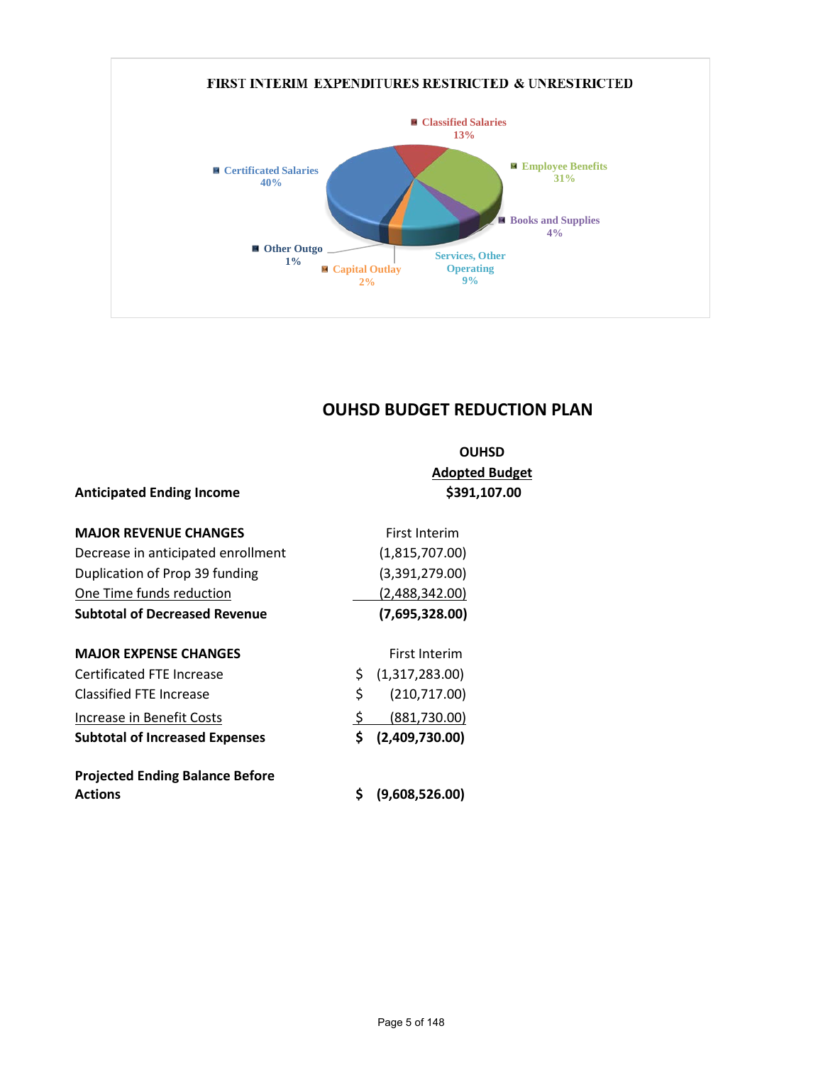**FIRST INTERIM EXPENDITURES RESTRICTED & UNRESTRICTED**

| Category | Percentage |
|---|---|
| Certificated Salaries | 40% |
| Classified Salaries | 13% |
| Employee Benefits | 31% |
| Books and Supplies | 4% |
| Services, Other Operating | 9% |
| Capital Outlay | 2% |
| Other Outgo | 1% |

## OUHSD BUDGET REDUCTION PLAN

| | OUHSD Adopted Budget |
|---|---|
| **Anticipated Ending Income** | **$391,107.00** |
| | |
| **MAJOR REVENUE CHANGES** | First Interim |
| Decrease in anticipated enrollment | (1,815,707.00) |
| Duplication of Prop 39 funding | (3,391,279.00) |
| One Time funds reduction | (2,488,342.00) |
| **Subtotal of Decreased Revenue** | **(7,695,328.00)** |
| | |
| **MAJOR EXPENSE CHANGES** | First Interim |
| Certificated FTE Increase | $ (1,317,283.00) |
| Classified FTE Increase | $ (210,717.00) |
| Increase in Benefit Costs | $ (881,730.00) |
| **Subtotal of Increased Expenses** | **$ (2,409,730.00)** |
| | |
| **Projected Ending Balance Before Actions** | **$ (9,608,526.00)** |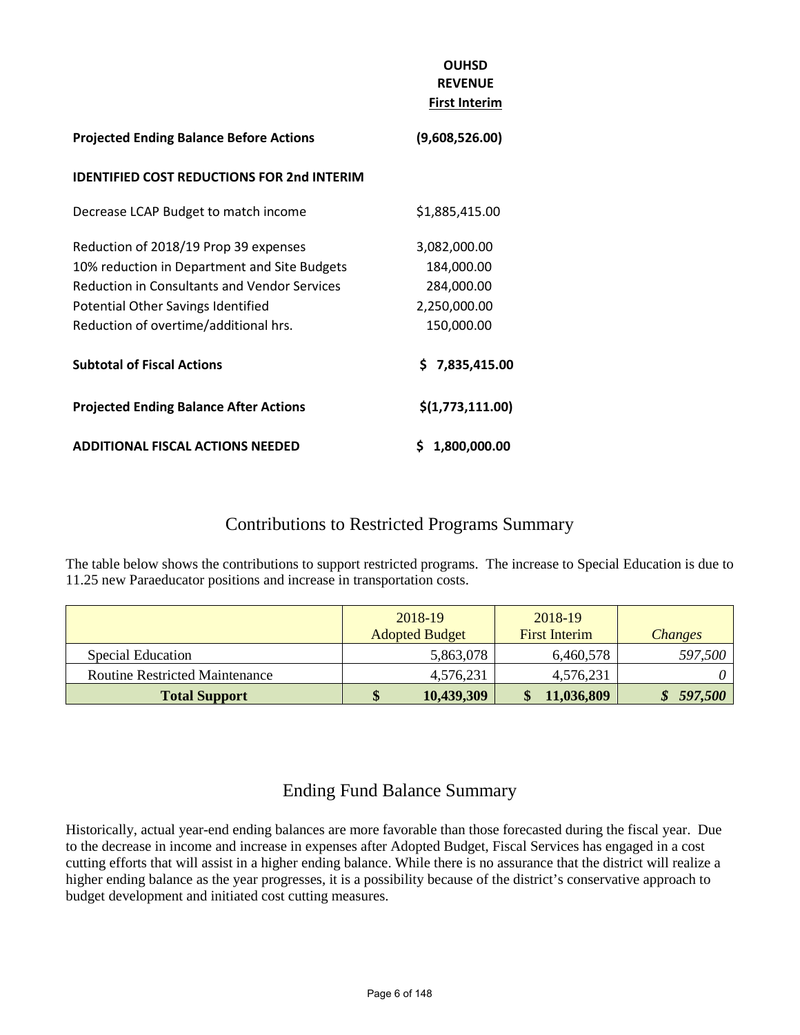| | OUHSD REVENUE First Interim |
|---|---|
| **Projected Ending Balance Before Actions** | **(9,608,526.00)** |
| **IDENTIFIED COST REDUCTIONS FOR 2nd INTERIM** | |
| Decrease LCAP Budget to match income | $1,885,415.00 |
| Reduction of 2018/19 Prop 39 expenses | 3,082,000.00 |
| 10% reduction in Department and Site Budgets | 184,000.00 |
| Reduction in Consultants and Vendor Services | 284,000.00 |
| Potential Other Savings Identified | 2,250,000.00 |
| Reduction of overtime/additional hrs. | 150,000.00 |
| **Subtotal of Fiscal Actions** | **$ 7,835,415.00** |
| **Projected Ending Balance After Actions** | **$(1,773,111.00)** |
| **ADDITIONAL FISCAL ACTIONS NEEDED** | **$ 1,800,000.00** |

## Contributions to Restricted Programs Summary

The table below shows the contributions to support restricted programs. The increase to Special Education is due to 11.25 new Paraeducator positions and increase in transportation costs.

| | 2018-19 Adopted Budget | 2018-19 First Interim | *Changes* |
|---|---|---|---|
| Special Education | 5,863,078 | 6,460,578 | *597,500* |
| Routine Restricted Maintenance | 4,576,231 | 4,576,231 | *0* |
| **Total Support** | **$ 10,439,309** | **$ 11,036,809** | ***$ 597,500*** |

## Ending Fund Balance Summary

Historically, actual year-end ending balances are more favorable than those forecasted during the fiscal year. Due to the decrease in income and increase in expenses after Adopted Budget, Fiscal Services has engaged in a cost cutting efforts that will assist in a higher ending balance. While there is no assurance that the district will realize a higher ending balance as the year progresses, it is a possibility because of the district's conservative approach to budget development and initiated cost cutting measures.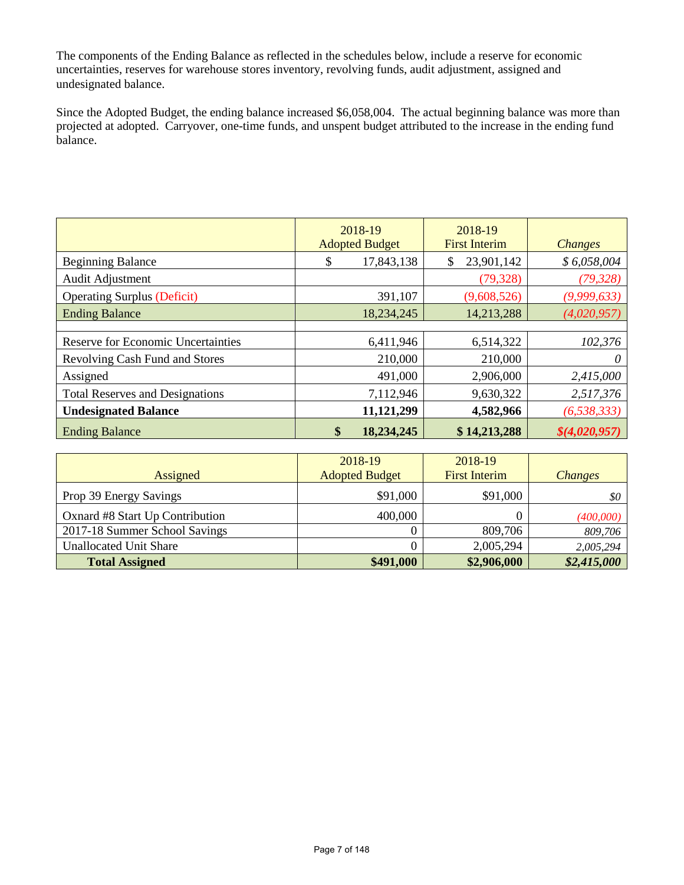The components of the Ending Balance as reflected in the schedules below, include a reserve for economic uncertainties, reserves for warehouse stores inventory, revolving funds, audit adjustment, assigned and undesignated balance.

Since the Adopted Budget, the ending balance increased $6,058,004. The actual beginning balance was more than projected at adopted. Carryover, one-time funds, and unspent budget attributed to the increase in the ending fund balance.

| | 2018-19 Adopted Budget | 2018-19 First Interim | *Changes* |
|---|---|---|---|
| Beginning Balance | $ 17,843,138 | $ 23,901,142 | *$ 6,058,004* |
| Audit Adjustment | | (79,328) | *(79,328)* |
| Operating Surplus (Deficit) | 391,107 | (9,608,526) | *(9,999,633)* |
| Ending Balance | 18,234,245 | 14,213,288 | *(4,020,957)* |
| | | | |
| Reserve for Economic Uncertainties | 6,411,946 | 6,514,322 | *102,376* |
| Revolving Cash Fund and Stores | 210,000 | 210,000 | *0* |
| Assigned | 491,000 | 2,906,000 | *2,415,000* |
| Total Reserves and Designations | 7,112,946 | 9,630,322 | *2,517,376* |
| **Undesignated Balance** | **11,121,299** | **4,582,966** | *(6,538,333)* |
| Ending Balance | **$ 18,234,245** | **$ 14,213,288** | ***$(4,020,957)*** |

| Assigned | 2018-19 Adopted Budget | 2018-19 First Interim | *Changes* |
|---|---|---|---|
| Prop 39 Energy Savings | $91,000 | $91,000 | *$0* |
| Oxnard #8 Start Up Contribution | 400,000 | 0 | *(400,000)* |
| 2017-18 Summer School Savings | 0 | 809,706 | *809,706* |
| Unallocated Unit Share | 0 | 2,005,294 | *2,005,294* |
| **Total Assigned** | **$491,000** | **$2,906,000** | ***$2,415,000*** |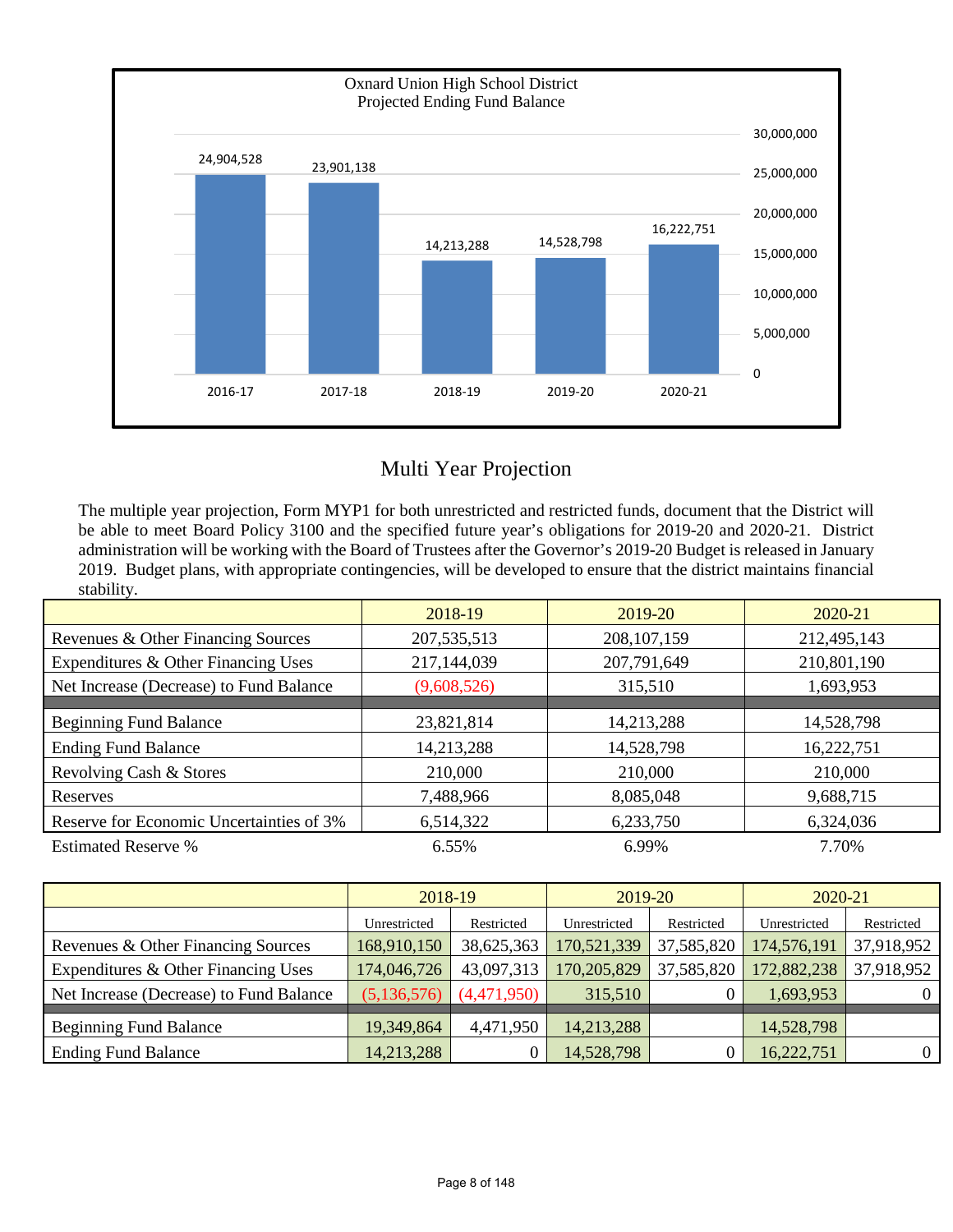**Oxnard Union High School District**
**Projected Ending Fund Balance**

| 2016-17 | 2017-18 | 2018-19 | 2019-20 | 2020-21 |
|---|---|---|---|---|
| 24,904,528 | 23,901,138 | 14,213,288 | 14,528,798 | 16,222,751 |

## Multi Year Projection

The multiple year projection, Form MYP1 for both unrestricted and restricted funds, document that the District will be able to meet Board Policy 3100 and the specified future year's obligations for 2019-20 and 2020-21. District administration will be working with the Board of Trustees after the Governor's 2019-20 Budget is released in January 2019. Budget plans, with appropriate contingencies, will be developed to ensure that the district maintains financial stability.

| | 2018-19 | 2019-20 | 2020-21 |
|---|---|---|---|
| Revenues & Other Financing Sources | 207,535,513 | 208,107,159 | 212,495,143 |
| Expenditures & Other Financing Uses | 217,144,039 | 207,791,649 | 210,801,190 |
| Net Increase (Decrease) to Fund Balance | (9,608,526) | 315,510 | 1,693,953 |
| | | | |
| Beginning Fund Balance | 23,821,814 | 14,213,288 | 14,528,798 |
| Ending Fund Balance | 14,213,288 | 14,528,798 | 16,222,751 |
| Revolving Cash & Stores | 210,000 | 210,000 | 210,000 |
| Reserves | 7,488,966 | 8,085,048 | 9,688,715 |
| Reserve for Economic Uncertainties of 3% | 6,514,322 | 6,233,750 | 6,324,036 |
| Estimated Reserve % | 6.55% | 6.99% | 7.70% |

| | 2018-19 | | 2019-20 | | 2020-21 | |
|---|---|---|---|---|---|---|
| | Unrestricted | Restricted | Unrestricted | Restricted | Unrestricted | Restricted |
| Revenues & Other Financing Sources | 168,910,150 | 38,625,363 | 170,521,339 | 37,585,820 | 174,576,191 | 37,918,952 |
| Expenditures & Other Financing Uses | 174,046,726 | 43,097,313 | 170,205,829 | 37,585,820 | 172,882,238 | 37,918,952 |
| Net Increase (Decrease) to Fund Balance | (5,136,576) | (4,471,950) | 315,510 | 0 | 1,693,953 | 0 |
| | | | | | | |
| Beginning Fund Balance | 19,349,864 | 4,471,950 | 14,213,288 | | 14,528,798 | |
| Ending Fund Balance | 14,213,288 | 0 | 14,528,798 | 0 | 16,222,751 | 0 |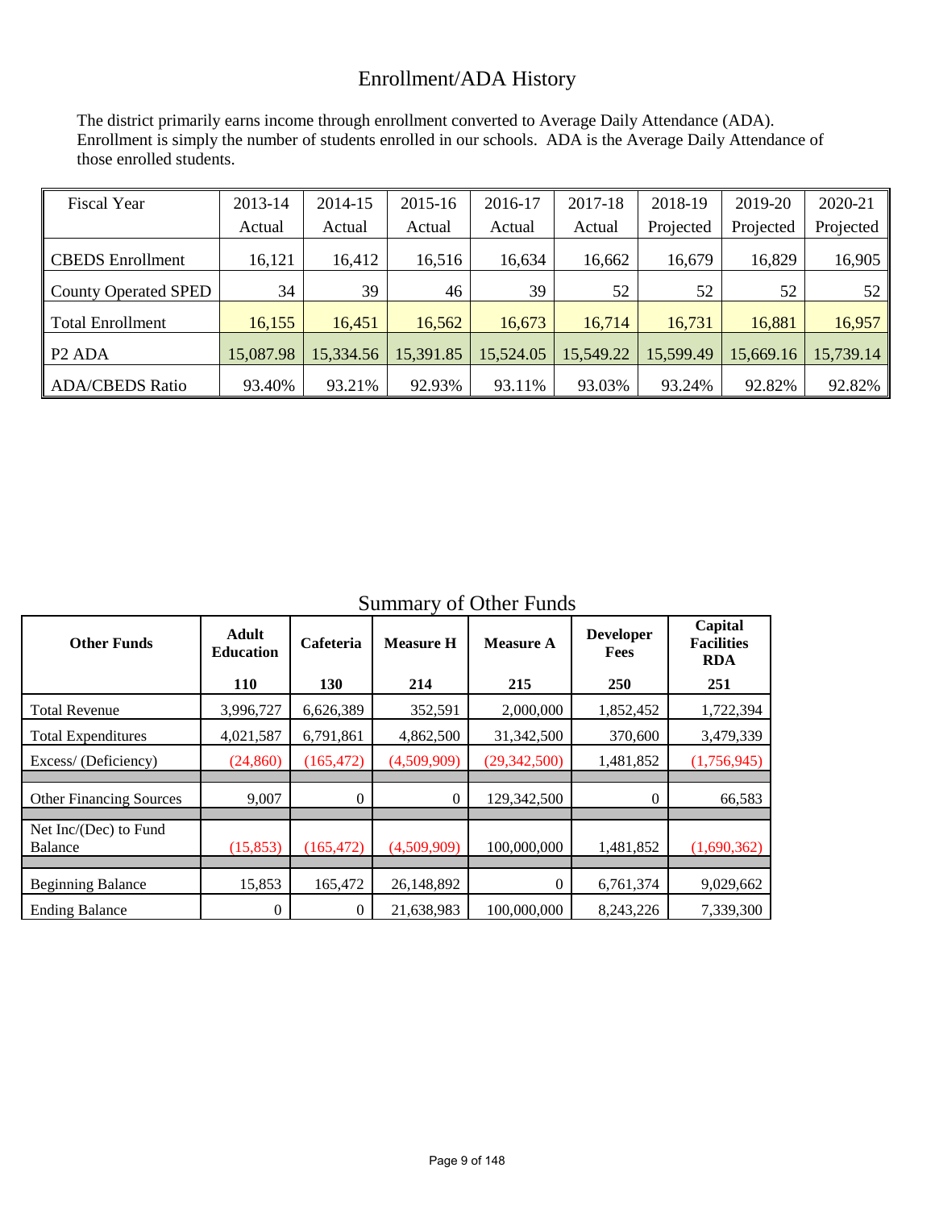# Enrollment/ADA History

The district primarily earns income through enrollment converted to Average Daily Attendance (ADA). Enrollment is simply the number of students enrolled in our schools. ADA is the Average Daily Attendance of those enrolled students.

| Fiscal Year | 2013-14 Actual | 2014-15 Actual | 2015-16 Actual | 2016-17 Actual | 2017-18 Actual | 2018-19 Projected | 2019-20 Projected | 2020-21 Projected |
|---|---|---|---|---|---|---|---|---|
| CBEDS Enrollment | 16,121 | 16,412 | 16,516 | 16,634 | 16,662 | 16,679 | 16,829 | 16,905 |
| County Operated SPED | 34 | 39 | 46 | 39 | 52 | 52 | 52 | 52 |
| Total Enrollment | 16,155 | 16,451 | 16,562 | 16,673 | 16,714 | 16,731 | 16,881 | 16,957 |
| P2 ADA | 15,087.98 | 15,334.56 | 15,391.85 | 15,524.05 | 15,549.22 | 15,599.49 | 15,669.16 | 15,739.14 |
| ADA/CBEDS Ratio | 93.40% | 93.21% | 92.93% | 93.11% | 93.03% | 93.24% | 92.82% | 92.82% |

# Summary of Other Funds

| **Other Funds** | **Adult Education** | **Cafeteria** | **Measure H** | **Measure A** | **Developer Fees** | **Capital Facilities RDA** |
|---|---|---|---|---|---|---|
| | **110** | **130** | **214** | **215** | **250** | **251** |
| Total Revenue | 3,996,727 | 6,626,389 | 352,591 | 2,000,000 | 1,852,452 | 1,722,394 |
| Total Expenditures | 4,021,587 | 6,791,861 | 4,862,500 | 31,342,500 | 370,600 | 3,479,339 |
| Excess/ (Deficiency) | (24,860) | (165,472) | (4,509,909) | (29,342,500) | 1,481,852 | (1,756,945) |
| Other Financing Sources | 9,007 | 0 | 0 | 129,342,500 | 0 | 66,583 |
| Net Inc/(Dec) to Fund Balance | (15,853) | (165,472) | (4,509,909) | 100,000,000 | 1,481,852 | (1,690,362) |
| Beginning Balance | 15,853 | 165,472 | 26,148,892 | 0 | 6,761,374 | 9,029,662 |
| Ending Balance | 0 | 0 | 21,638,983 | 100,000,000 | 8,243,226 | 7,339,300 |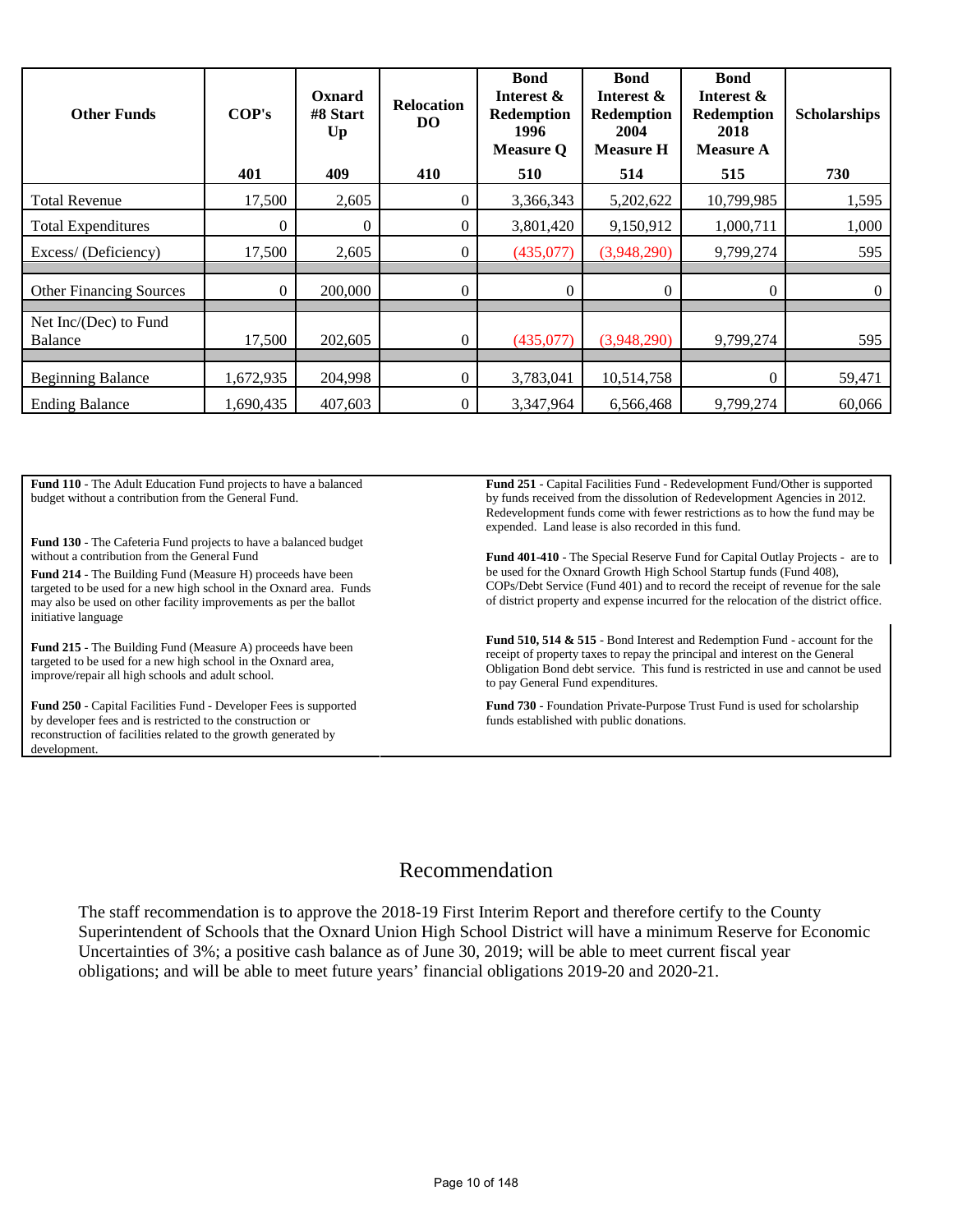| Other Funds | COP's | Oxnard #8 Start Up | Relocation DO | Bond Interest & Redemption 1996 Measure Q | Bond Interest & Redemption 2004 Measure H | Bond Interest & Redemption 2018 Measure A | Scholarships |
|---|---|---|---|---|---|---|---|
| | 401 | 409 | 410 | 510 | 514 | 515 | 730 |
| Total Revenue | 17,500 | 2,605 | 0 | 3,366,343 | 5,202,622 | 10,799,985 | 1,595 |
| Total Expenditures | 0 | 0 | 0 | 3,801,420 | 9,150,912 | 1,000,711 | 1,000 |
| Excess/ (Deficiency) | 17,500 | 2,605 | 0 | (435,077) | (3,948,290) | 9,799,274 | 595 |
| Other Financing Sources | 0 | 200,000 | 0 | 0 | 0 | 0 | 0 |
| Net Inc/(Dec) to Fund Balance | 17,500 | 202,605 | 0 | (435,077) | (3,948,290) | 9,799,274 | 595 |
| Beginning Balance | 1,672,935 | 204,998 | 0 | 3,783,041 | 10,514,758 | 0 | 59,471 |
| Ending Balance | 1,690,435 | 407,603 | 0 | 3,347,964 | 6,566,468 | 9,799,274 | 60,066 |

**Fund 110** - The Adult Education Fund projects to have a balanced budget without a contribution from the General Fund.

**Fund 130** - The Cafeteria Fund projects to have a balanced budget without a contribution from the General Fund

**Fund 214** - The Building Fund (Measure H) proceeds have been targeted to be used for a new high school in the Oxnard area. Funds may also be used on other facility improvements as per the ballot initiative language

**Fund 215** - The Building Fund (Measure A) proceeds have been targeted to be used for a new high school in the Oxnard area, improve/repair all high schools and adult school.

**Fund 250** - Capital Facilities Fund - Developer Fees is supported by developer fees and is restricted to the construction or reconstruction of facilities related to the growth generated by development.

**Fund 251** - Capital Facilities Fund - Redevelopment Fund/Other is supported by funds received from the dissolution of Redevelopment Agencies in 2012. Redevelopment funds come with fewer restrictions as to how the fund may be expended. Land lease is also recorded in this fund.

**Fund 401-410** - The Special Reserve Fund for Capital Outlay Projects - are to be used for the Oxnard Growth High School Startup funds (Fund 408), COPs/Debt Service (Fund 401) and to record the receipt of revenue for the sale of district property and expense incurred for the relocation of the district office.

**Fund 510, 514 & 515** - Bond Interest and Redemption Fund - account for the receipt of property taxes to repay the principal and interest on the General Obligation Bond debt service. This fund is restricted in use and cannot be used to pay General Fund expenditures.

**Fund 730** - Foundation Private-Purpose Trust Fund is used for scholarship funds established with public donations.

## Recommendation

The staff recommendation is to approve the 2018-19 First Interim Report and therefore certify to the County Superintendent of Schools that the Oxnard Union High School District will have a minimum Reserve for Economic Uncertainties of 3%; a positive cash balance as of June 30, 2019; will be able to meet current fiscal year obligations; and will be able to meet future years' financial obligations 2019-20 and 2020-21.